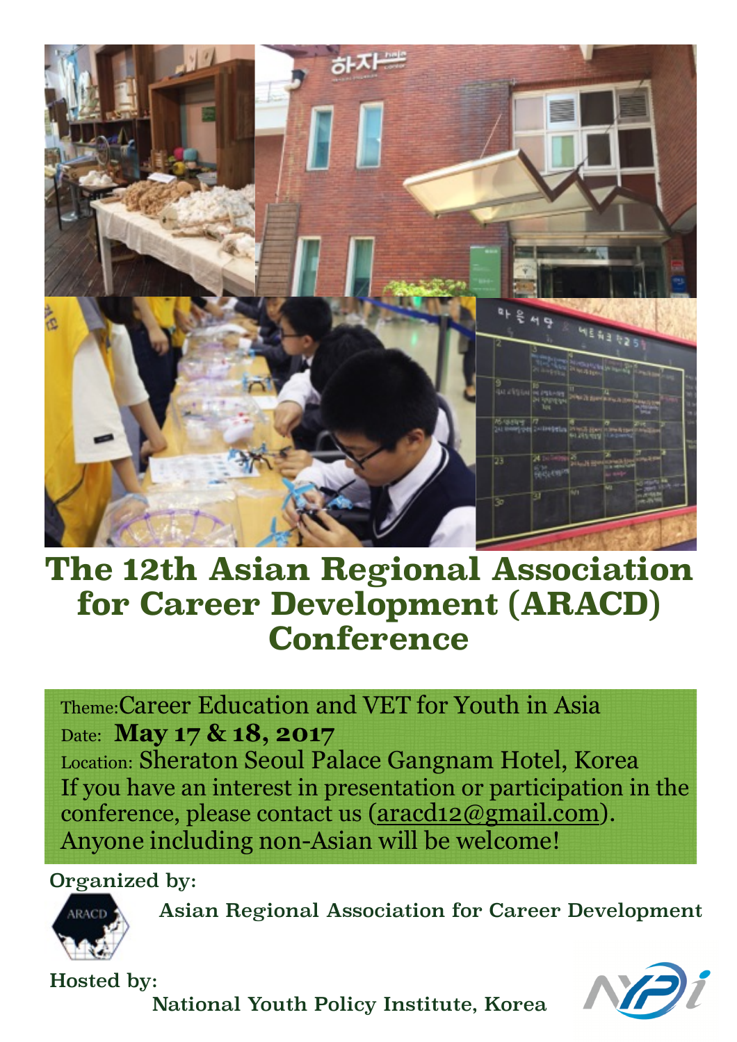# The 12th Asian Regional Association for Career Development (ARACD) Conference

Theme: Career Education and VET for Youth in Asia

Date: **May 17 & 18, 2017**

Location: Sheraton Seoul Palace Gangnam Hotel, Korea

If you have an interest in presentation or participation in the conference, please contact us (aracd12@gmail.com).

Anyone including non-Asian will be welcome!

Organized by:

Asian Regional Association for Career Development

Hosted by:

National Youth Policy Institute, Korea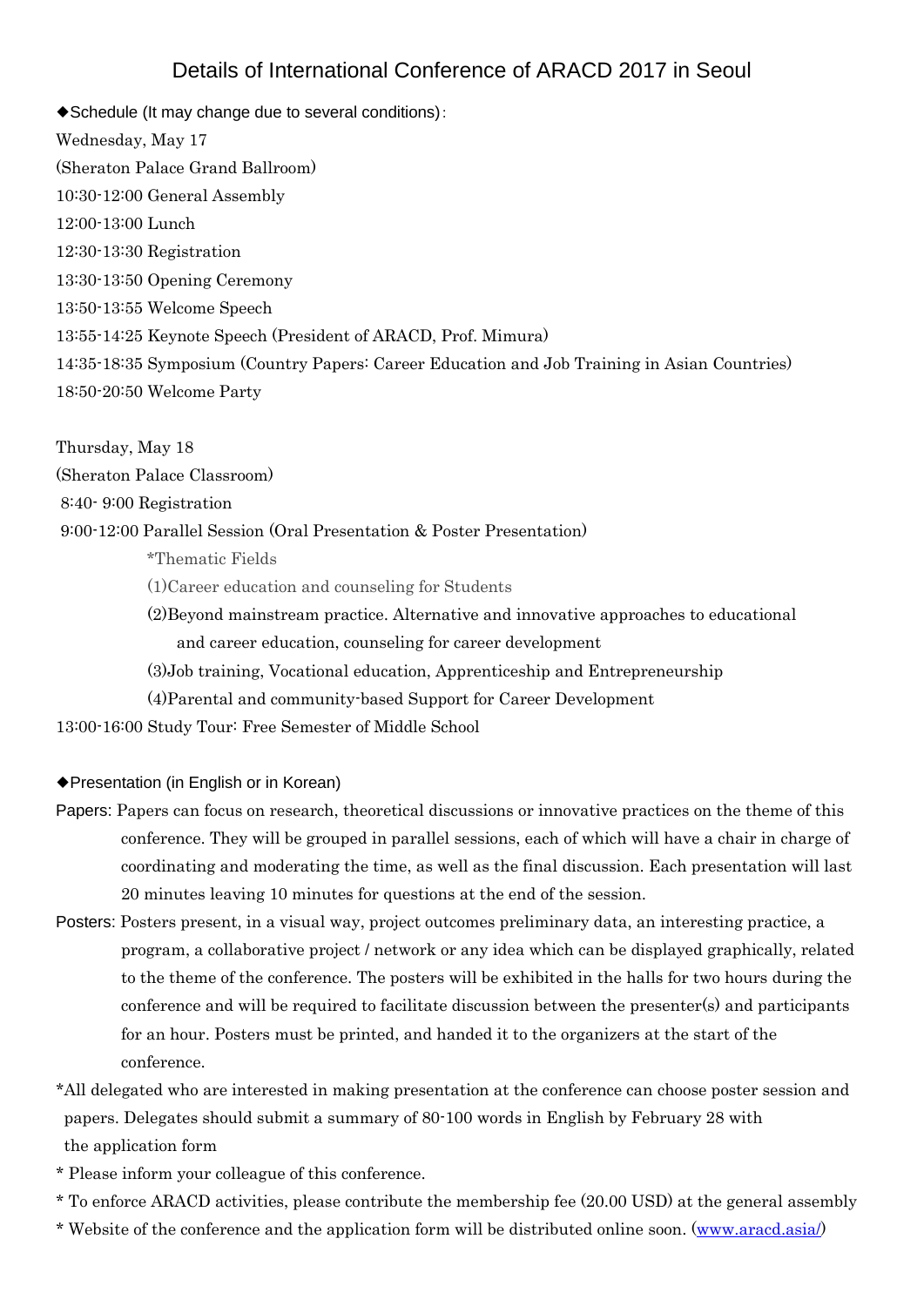# Details of International Conference of ARACD 2017 in Seoul

◆Schedule (It may change due to several conditions):

Wednesday, May 17

(Sheraton Palace Grand Ballroom)

10:30-12:00 General Assembly

12:00-13:00 Lunch

12:30-13:30 Registration

13:30-13:50 Opening Ceremony

13:50-13:55 Welcome Speech

13:55-14:25 Keynote Speech (President of ARACD, Prof. Mimura)

14:35-18:35 Symposium (Country Papers: Career Education and Job Training in Asian Countries)

18:50-20:50 Welcome Party

Thursday, May 18

(Sheraton Palace Classroom)

8:40- 9:00 Registration

9:00-12:00 Parallel Session (Oral Presentation & Poster Presentation)

*Thematic Fields

(1)Career education and counseling for Students

(2)Beyond mainstream practice. Alternative and innovative approaches to educational and career education, counseling for career development

(3)Job training, Vocational education, Apprenticeship and Entrepreneurship

(4)Parental and community-based Support for Career Development

13:00-16:00 Study Tour: Free Semester of Middle School

◆Presentation (in English or in Korean)

Papers: Papers can focus on research, theoretical discussions or innovative practices on the theme of this conference. They will be grouped in parallel sessions, each of which will have a chair in charge of coordinating and moderating the time, as well as the final discussion. Each presentation will last 20 minutes leaving 10 minutes for questions at the end of the session.

Posters: Posters present, in a visual way, project outcomes preliminary data, an interesting practice, a program, a collaborative project / network or any idea which can be displayed graphically, related to the theme of the conference. The posters will be exhibited in the halls for two hours during the conference and will be required to facilitate discussion between the presenter(s) and participants for an hour. Posters must be printed, and handed it to the organizers at the start of the conference.

*All delegated who are interested in making presentation at the conference can choose poster session and papers. Delegates should submit a summary of 80-100 words in English by February 28 with the application form

* Please inform your colleague of this conference.

* To enforce ARACD activities, please contribute the membership fee (20.00 USD) at the general assembly

* Website of the conference and the application form will be distributed online soon. (www.aracd.asia/)